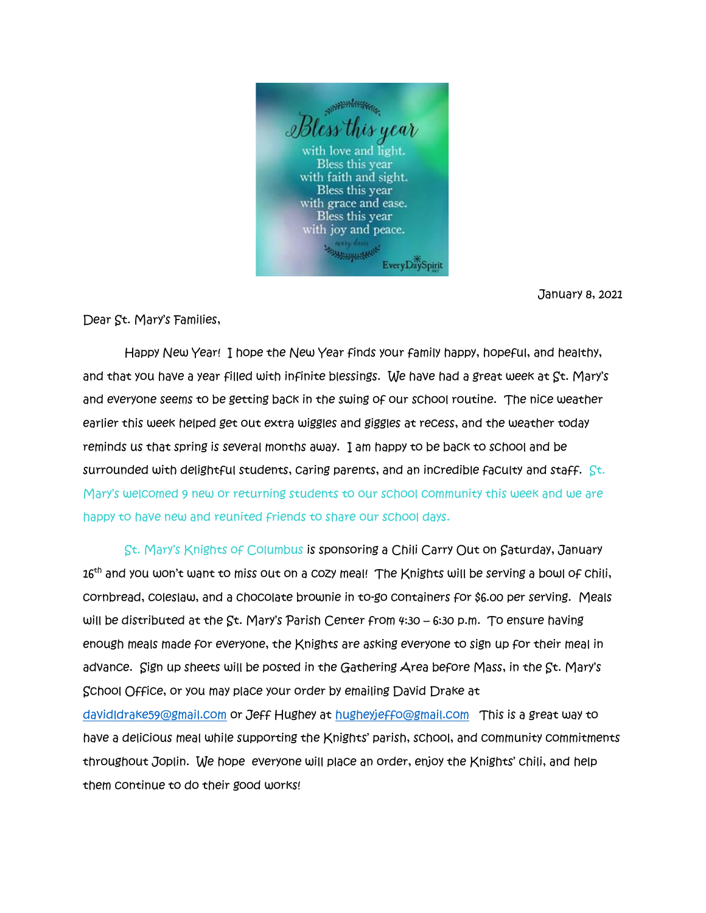January 8, 2021

Dear St. Mary's Families,

Happy New Year! I hope the New Year finds your family happy, hopeful, and healthy, and that you have a year filled with infinite blessings. We have had a great week at St. Mary's and everyone seems to be getting back in the swing of our school routine. The nice weather earlier this week helped get out extra wiggles and giggles at recess, and the weather today reminds us that spring is several months away. I am happy to be back to school and be surrounded with delightful students, caring parents, and an incredible faculty and staff. St. Mary's welcomed 9 new or returning students to our school community this week and we are happy to have new and reunited friends to share our school days.

St. Mary's Knights of Columbus is sponsoring a Chili Carry Out on Saturday, January 16th and you won't want to miss out on a cozy meal! The Knights will be serving a bowl of chili, cornbread, coleslaw, and a chocolate brownie in to-go containers for $6.00 per serving. Meals will be distributed at the St. Mary's Parish Center from 4:30 – 6:30 p.m. To ensure having enough meals made for everyone, the Knights are asking everyone to sign up for their meal in advance. Sign up sheets will be posted in the Gathering Area before Mass, in the St. Mary's School Office, or you may place your order by emailing David Drake at davidldrake59@gmail.com or Jeff Hughey at hugheyjeffo@gmail.com This is a great way to have a delicious meal while supporting the Knights' parish, school, and community commitments throughout Joplin. We hope everyone will place an order, enjoy the Knights' chili, and help them continue to do their good works!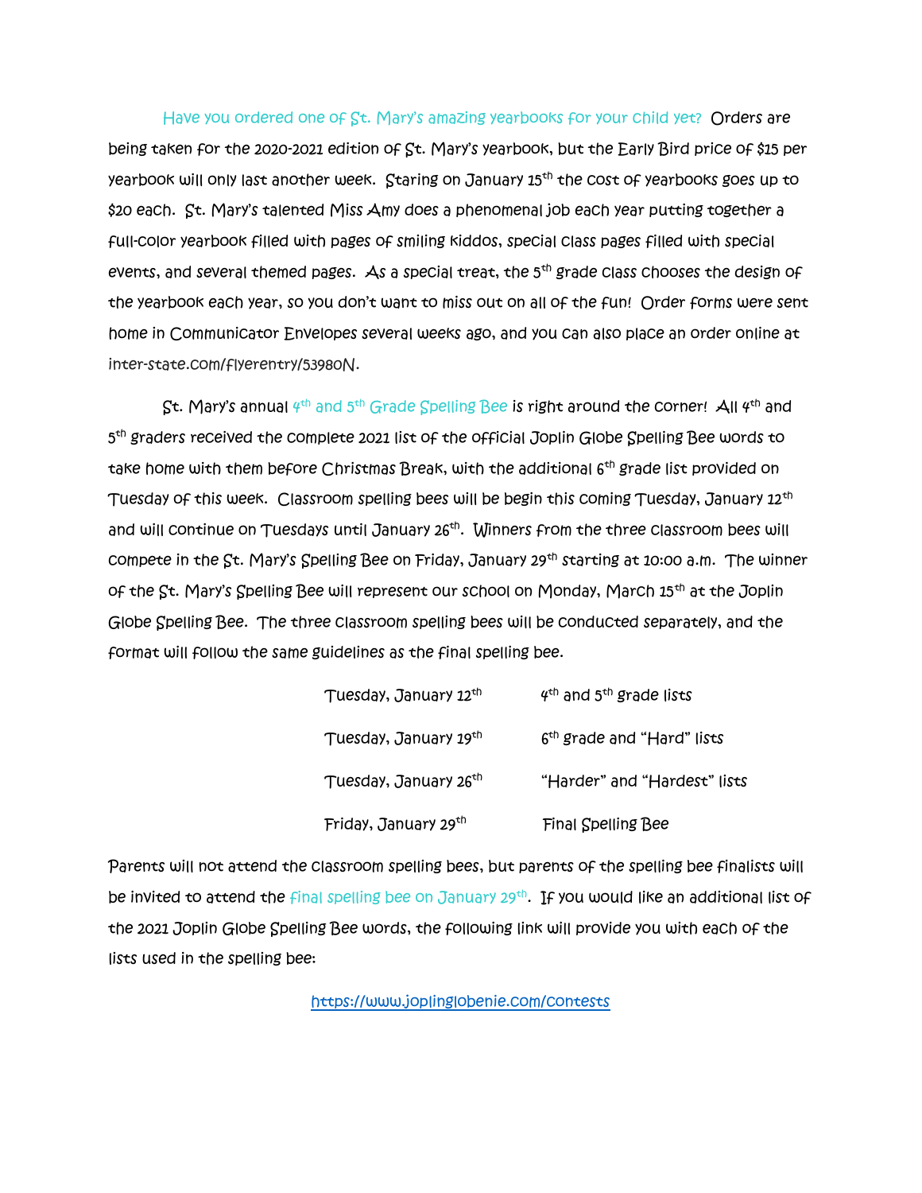Have you ordered one of St. Mary's amazing yearbooks for your child yet? Orders are being taken for the 2020-2021 edition of St. Mary's yearbook, but the Early Bird price of $15 per yearbook will only last another week. Staring on January 15th the cost of yearbooks goes up to $20 each. St. Mary's talented Miss Amy does a phenomenal job each year putting together a full-color yearbook filled with pages of smiling kiddos, special class pages filled with special events, and several themed pages. As a special treat, the 5th grade class chooses the design of the yearbook each year, so you don't want to miss out on all of the fun! Order forms were sent home in Communicator Envelopes several weeks ago, and you can also place an order online at inter-state.com/flyerentry/53980N.

St. Mary's annual 4th and 5th Grade Spelling Bee is right around the corner! All 4th and 5th graders received the complete 2021 list of the official Joplin Globe Spelling Bee words to take home with them before Christmas Break, with the additional 6th grade list provided on Tuesday of this week. Classroom spelling bees will be begin this coming Tuesday, January 12th and will continue on Tuesdays until January 26th. Winners from the three classroom bees will compete in the St. Mary's Spelling Bee on Friday, January 29th starting at 10:00 a.m. The winner of the St. Mary's Spelling Bee will represent our school on Monday, March 15th at the Joplin Globe Spelling Bee. The three classroom spelling bees will be conducted separately, and the format will follow the same guidelines as the final spelling bee.

| | |
|---|---|
| Tuesday, January 12th | 4th and 5th grade lists |
| Tuesday, January 19th | 6th grade and "Hard" lists |
| Tuesday, January 26th | "Harder" and "Hardest" lists |
| Friday, January 29th | Final Spelling Bee |

Parents will not attend the classroom spelling bees, but parents of the spelling bee finalists will be invited to attend the final spelling bee on January 29th. If you would like an additional list of the 2021 Joplin Globe Spelling Bee words, the following link will provide you with each of the lists used in the spelling bee:

https://www.joplinglobenie.com/contests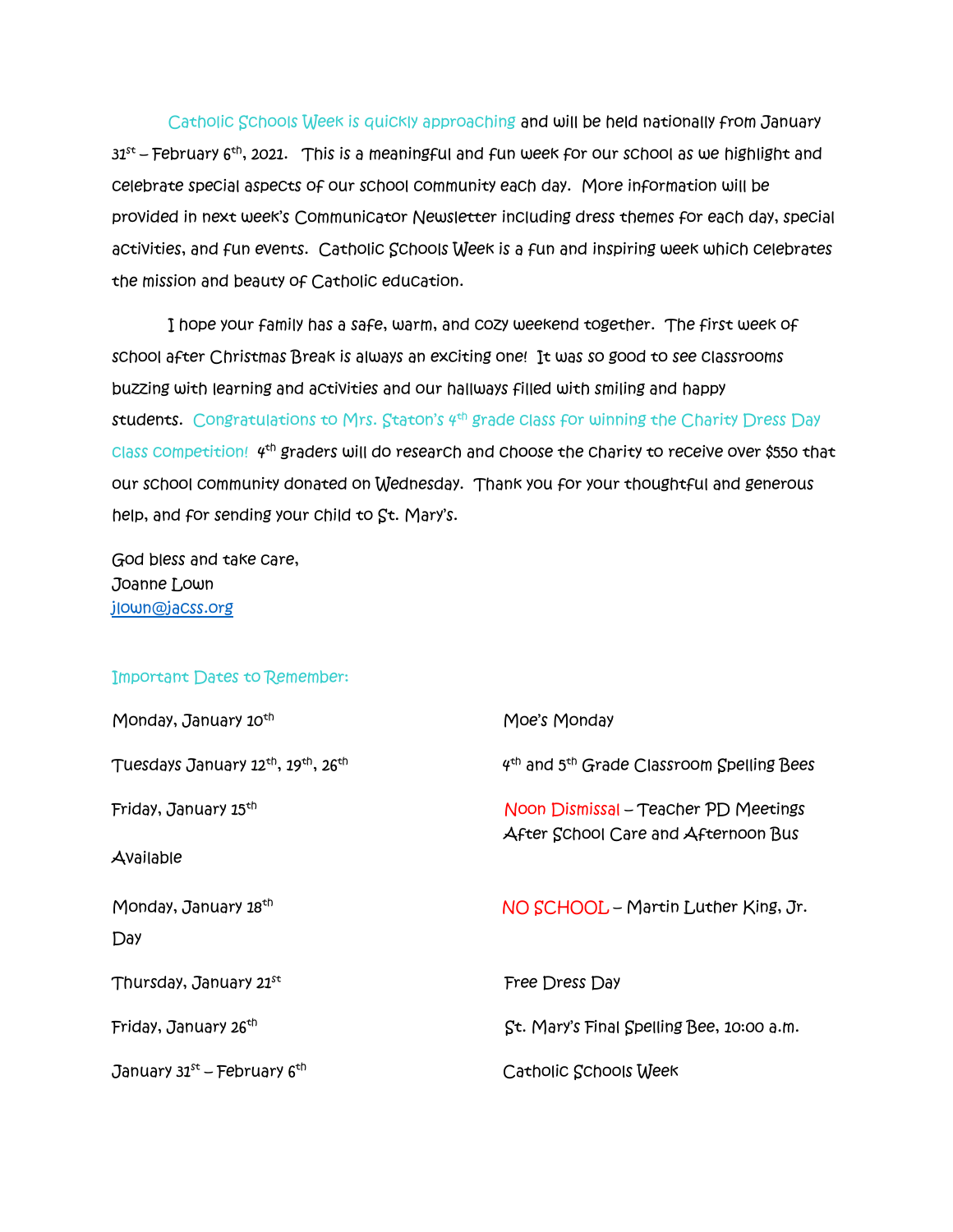Catholic Schools Week is quickly approaching and will be held nationally from January 31st – February 6th, 2021. This is a meaningful and fun week for our school as we highlight and celebrate special aspects of our school community each day. More information will be provided in next week's Communicator Newsletter including dress themes for each day, special activities, and fun events. Catholic Schools Week is a fun and inspiring week which celebrates the mission and beauty of Catholic education.

I hope your family has a safe, warm, and cozy weekend together. The first week of school after Christmas Break is always an exciting one! It was so good to see classrooms buzzing with learning and activities and our hallways filled with smiling and happy students. Congratulations to Mrs. Staton's 4th grade class for winning the Charity Dress Day class competition! 4th graders will do research and choose the charity to receive over $550 that our school community donated on Wednesday. Thank you for your thoughtful and generous help, and for sending your child to St. Mary's.

God bless and take care,
Joanne Lown
jlown@jacss.org

Important Dates to Remember:

| | |
|---|---|
| Monday, January 10th | Moe's Monday |
| Tuesdays January 12th, 19th, 26th | 4th and 5th Grade Classroom Spelling Bees |
| Friday, January 15th | Noon Dismissal – Teacher PD Meetings After School Care and Afternoon Bus Available |
| Monday, January 18th | NO SCHOOL – Martin Luther King, Jr. Day |
| Thursday, January 21st | Free Dress Day |
| Friday, January 26th | St. Mary's Final Spelling Bee, 10:00 a.m. |
| January 31st – February 6th | Catholic Schools Week |